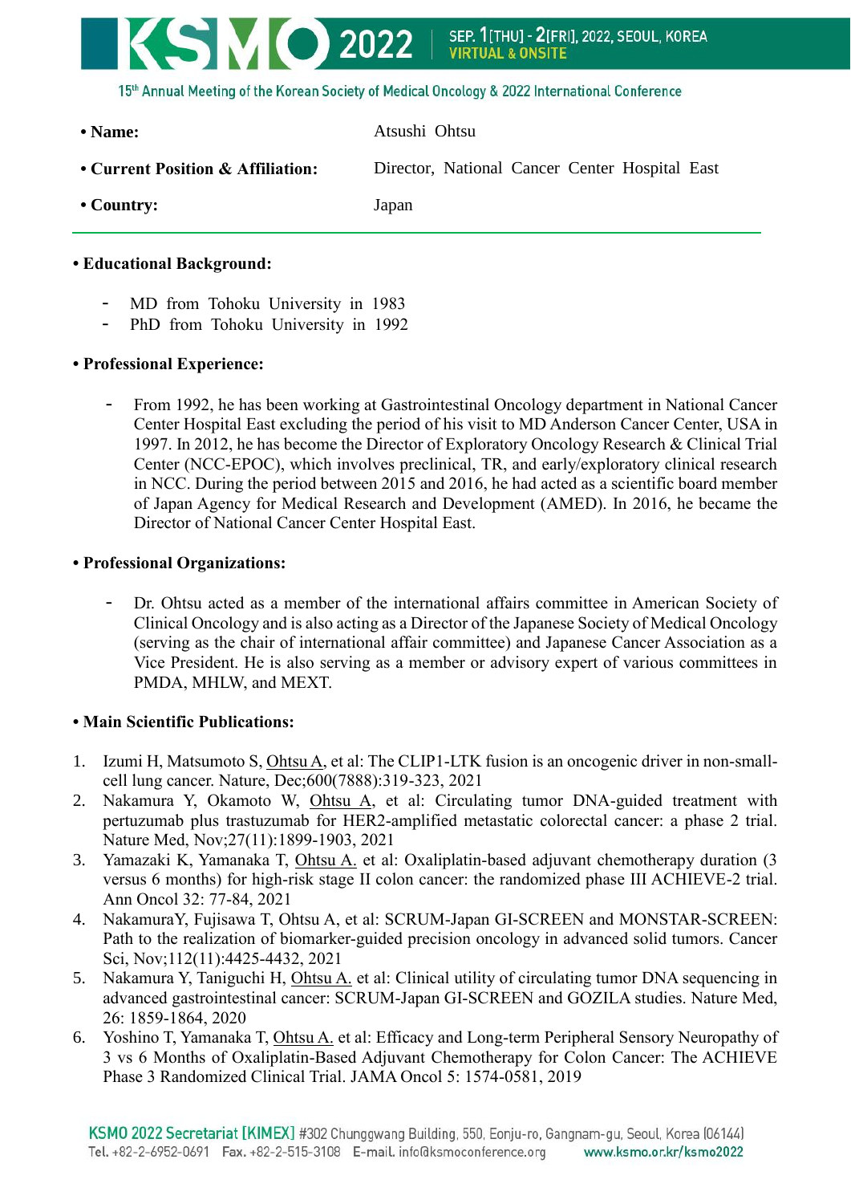- **Name:** Atsushi Ohtsu
- **Current Position & Affiliation:** Director, National Cancer Center Hospital East
- **Country:** Japan

---

- **Educational Background:**
  - MD from Tohoku University in 1983
  - PhD from Tohoku University in 1992

- **Professional Experience:**
  - From 1992, he has been working at Gastrointestinal Oncology department in National Cancer Center Hospital East excluding the period of his visit to MD Anderson Cancer Center, USA in 1997. In 2012, he has become the Director of Exploratory Oncology Research & Clinical Trial Center (NCC-EPOC), which involves preclinical, TR, and early/exploratory clinical research in NCC. During the period between 2015 and 2016, he had acted as a scientific board member of Japan Agency for Medical Research and Development (AMED). In 2016, he became the Director of National Cancer Center Hospital East.

- **Professional Organizations:**
  - Dr. Ohtsu acted as a member of the international affairs committee in American Society of Clinical Oncology and is also acting as a Director of the Japanese Society of Medical Oncology (serving as the chair of international affair committee) and Japanese Cancer Association as a Vice President. He is also serving as a member or advisory expert of various committees in PMDA, MHLW, and MEXT.

- **Main Scientific Publications:**

1. Izumi H, Matsumoto S, Ohtsu A, et al: The CLIP1-LTK fusion is an oncogenic driver in non-small-cell lung cancer. Nature, Dec;600(7888):319-323, 2021
2. Nakamura Y, Okamoto W, Ohtsu A, et al: Circulating tumor DNA-guided treatment with pertuzumab plus trastuzumab for HER2-amplified metastatic colorectal cancer: a phase 2 trial. Nature Med, Nov;27(11):1899-1903, 2021
3. Yamazaki K, Yamanaka T, Ohtsu A. et al: Oxaliplatin-based adjuvant chemotherapy duration (3 versus 6 months) for high-risk stage II colon cancer: the randomized phase III ACHIEVE-2 trial. Ann Oncol 32: 77-84, 2021
4. NakamuraY, Fujisawa T, Ohtsu A, et al: SCRUM-Japan GI-SCREEN and MONSTAR-SCREEN: Path to the realization of biomarker-guided precision oncology in advanced solid tumors. Cancer Sci, Nov;112(11):4425-4432, 2021
5. Nakamura Y, Taniguchi H, Ohtsu A. et al: Clinical utility of circulating tumor DNA sequencing in advanced gastrointestinal cancer: SCRUM-Japan GI-SCREEN and GOZILA studies. Nature Med, 26: 1859-1864, 2020
6. Yoshino T, Yamanaka T, Ohtsu A. et al: Efficacy and Long-term Peripheral Sensory Neuropathy of 3 vs 6 Months of Oxaliplatin-Based Adjuvant Chemotherapy for Colon Cancer: The ACHIEVE Phase 3 Randomized Clinical Trial. JAMA Oncol 5: 1574-0581, 2019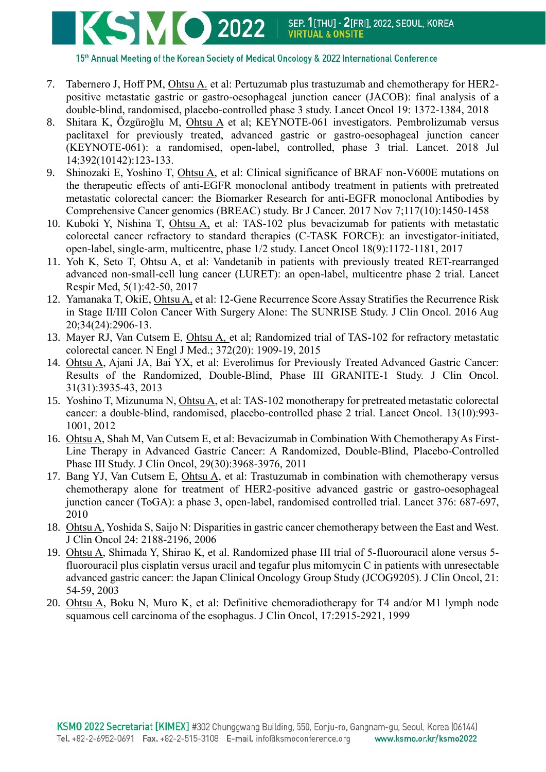7. Tabernero J, Hoff PM, Ohtsu A. et al: Pertuzumab plus trastuzumab and chemotherapy for HER2-positive metastatic gastric or gastro-oesophageal junction cancer (JACOB): final analysis of a double-blind, randomised, placebo-controlled phase 3 study. Lancet Oncol 19: 1372-1384, 2018
8. Shitara K, Özgüroğlu M, Ohtsu A et al; KEYNOTE-061 investigators. Pembrolizumab versus paclitaxel for previously treated, advanced gastric or gastro-oesophageal junction cancer (KEYNOTE-061): a randomised, open-label, controlled, phase 3 trial. Lancet. 2018 Jul 14;392(10142):123-133.
9. Shinozaki E, Yoshino T, Ohtsu A, et al: Clinical significance of BRAF non-V600E mutations on the therapeutic effects of anti-EGFR monoclonal antibody treatment in patients with pretreated metastatic colorectal cancer: the Biomarker Research for anti-EGFR monoclonal Antibodies by Comprehensive Cancer genomics (BREAC) study. Br J Cancer. 2017 Nov 7;117(10):1450-1458
10. Kuboki Y, Nishina T, Ohtsu A, et al: TAS-102 plus bevacizumab for patients with metastatic colorectal cancer refractory to standard therapies (C-TASK FORCE): an investigator-initiated, open-label, single-arm, multicentre, phase 1/2 study. Lancet Oncol 18(9):1172-1181, 2017
11. Yoh K, Seto T, Ohtsu A, et al: Vandetanib in patients with previously treated RET-rearranged advanced non-small-cell lung cancer (LURET): an open-label, multicentre phase 2 trial. Lancet Respir Med, 5(1):42-50, 2017
12. Yamanaka T, OkiE, Ohtsu A, et al: 12-Gene Recurrence Score Assay Stratifies the Recurrence Risk in Stage II/III Colon Cancer With Surgery Alone: The SUNRISE Study. J Clin Oncol. 2016 Aug 20;34(24):2906-13.
13. Mayer RJ, Van Cutsem E, Ohtsu A, et al; Randomized trial of TAS-102 for refractory metastatic colorectal cancer. N Engl J Med.; 372(20): 1909-19, 2015
14. Ohtsu A, Ajani JA, Bai YX, et al: Everolimus for Previously Treated Advanced Gastric Cancer: Results of the Randomized, Double-Blind, Phase III GRANITE-1 Study. J Clin Oncol. 31(31):3935-43, 2013
15. Yoshino T, Mizunuma N, Ohtsu A, et al: TAS-102 monotherapy for pretreated metastatic colorectal cancer: a double-blind, randomised, placebo-controlled phase 2 trial. Lancet Oncol. 13(10):993-1001, 2012
16. Ohtsu A, Shah M, Van Cutsem E, et al: Bevacizumab in Combination With Chemotherapy As First-Line Therapy in Advanced Gastric Cancer: A Randomized, Double-Blind, Placebo-Controlled Phase III Study. J Clin Oncol, 29(30):3968-3976, 2011
17. Bang YJ, Van Cutsem E, Ohtsu A, et al: Trastuzumab in combination with chemotherapy versus chemotherapy alone for treatment of HER2-positive advanced gastric or gastro-oesophageal junction cancer (ToGA): a phase 3, open-label, randomised controlled trial. Lancet 376: 687-697, 2010
18. Ohtsu A, Yoshida S, Saijo N: Disparities in gastric cancer chemotherapy between the East and West. J Clin Oncol 24: 2188-2196, 2006
19. Ohtsu A, Shimada Y, Shirao K, et al. Randomized phase III trial of 5-fluorouracil alone versus 5-fluorouracil plus cisplatin versus uracil and tegafur plus mitomycin C in patients with unresectable advanced gastric cancer: the Japan Clinical Oncology Group Study (JCOG9205). J Clin Oncol, 21: 54-59, 2003
20. Ohtsu A, Boku N, Muro K, et al: Definitive chemoradiotherapy for T4 and/or M1 lymph node squamous cell carcinoma of the esophagus. J Clin Oncol, 17:2915-2921, 1999